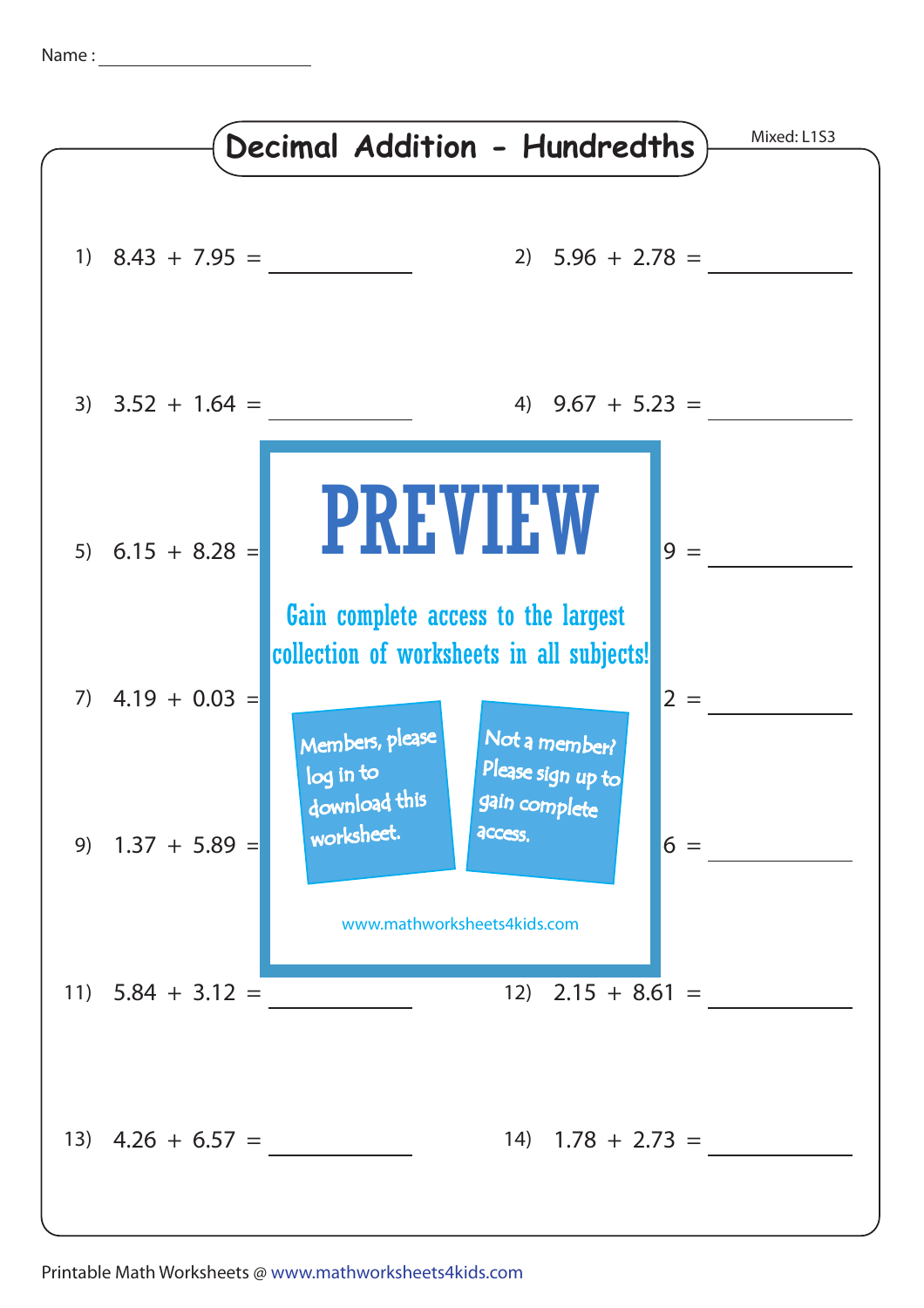Name : ____________________

# Decimal Addition - Hundredths

Mixed: L1S3

1) 8.43 + 7.95 = ________

2) 5.96 + 2.78 = ________

3) 3.52 + 1.64 = ________

4) 9.67 + 5.23 = ________

5) 6.15 + 8.28 = ________

6) 9 = ________

7) 4.19 + 0.03 = ________

8) 2 = ________

9) 1.37 + 5.89 = ________

10) 6 = ________

11) 5.84 + 3.12 = ________

12) 2.15 + 8.61 = ________

13) 4.26 + 6.57 = ________

14) 1.78 + 2.73 = ________

PREVIEW

Gain complete access to the largest collection of worksheets in all subjects!

Members, please log in to download this worksheet.

Not a member? Please sign up to gain complete access.

www.mathworksheets4kids.com

Printable Math Worksheets @ www.mathworksheets4kids.com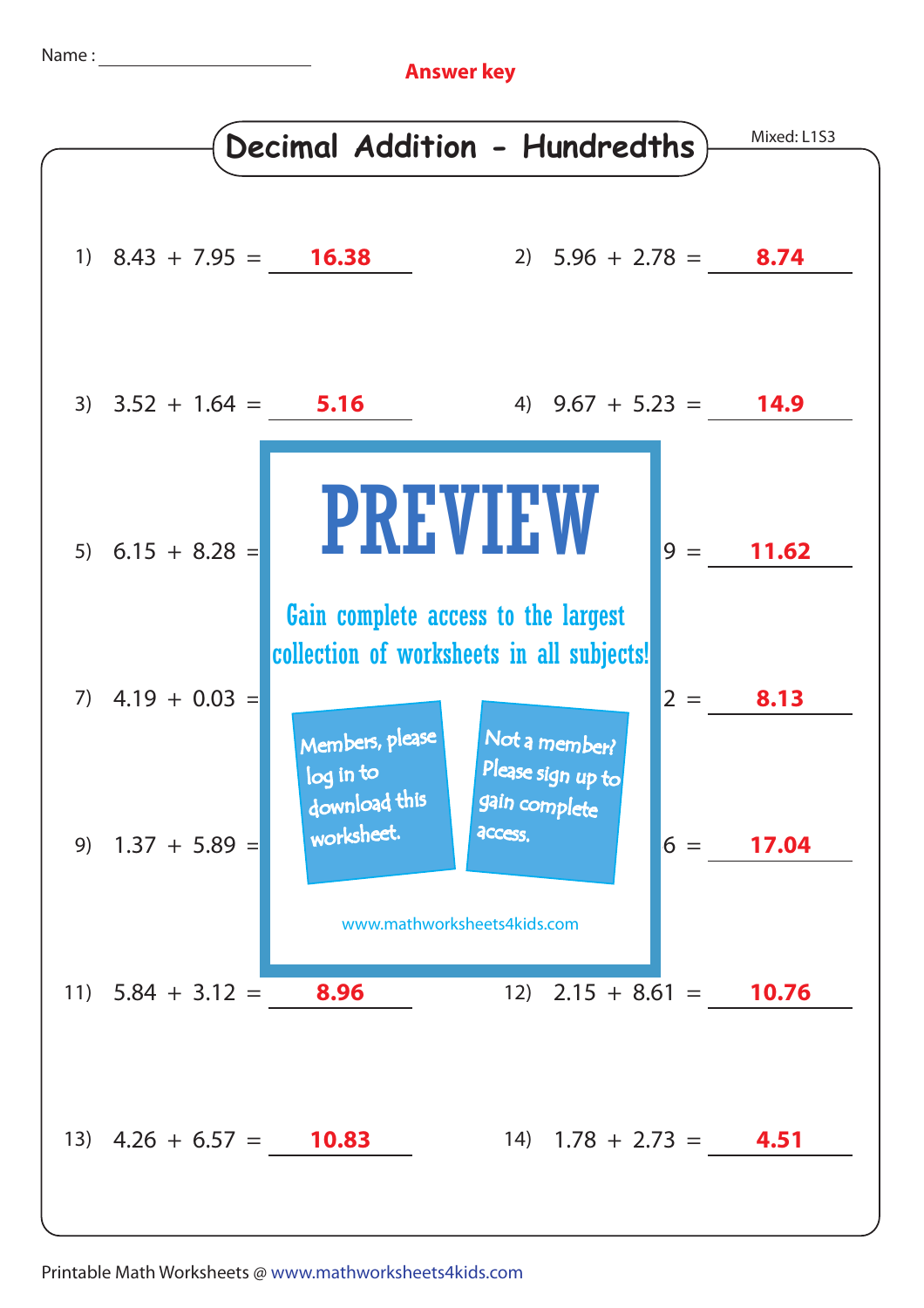Name : ____________

**Answer key**

# Decimal Addition - Hundredths

Mixed: L1S3

1) $8.43 + 7.95 =$ **16.38**

2) $5.96 + 2.78 =$ **8.74**

3) $3.52 + 1.64 =$ **5.16**

4) $9.67 + 5.23 =$ **14.9**

5) $6.15 + 8.28 =$

6) 9 = **11.62**

7) $4.19 + 0.03 =$

8) 2 = **8.13**

9) $1.37 + 5.89 =$

10) 6 = **17.04**

11) $5.84 + 3.12 =$ **8.96**

12) $2.15 + 8.61 =$ **10.76**

13) $4.26 + 6.57 =$ **10.83**

14) $1.78 + 2.73 =$ **4.51**

PREVIEW

Gain complete access to the largest collection of worksheets in all subjects!

Members, please log in to download this worksheet.

Not a member? Please sign up to gain complete access.

www.mathworksheets4kids.com

Printable Math Worksheets @ www.mathworksheets4kids.com